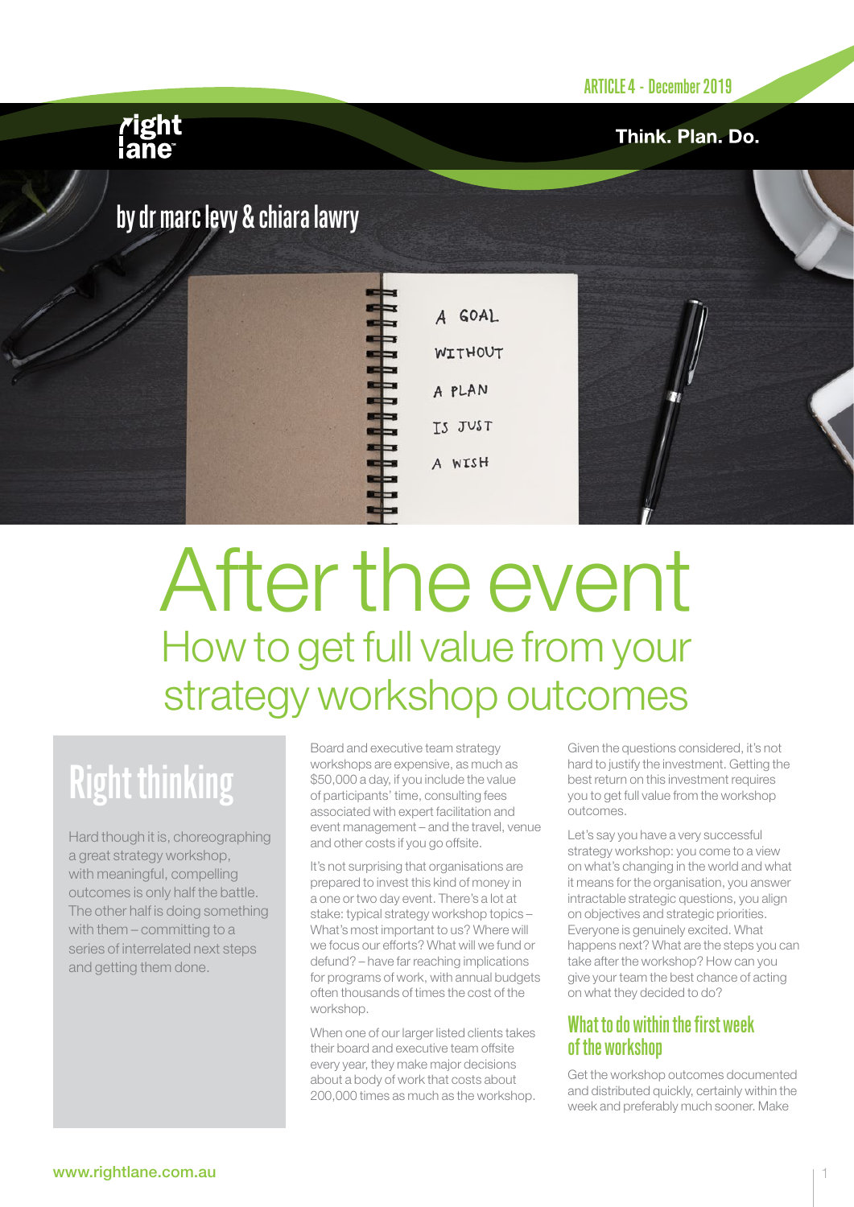ARTICLE 4 - December 2019

right lane

Think. Plan. Do.

by dr marc levy & chiara lawry

# After the event

## How to get full value from your strategy workshop outcomes

### Right thinking

Hard though it is, choreographing a great strategy workshop, with meaningful, compelling outcomes is only half the battle. The other half is doing something with them – committing to a series of interrelated next steps and getting them done.

Board and executive team strategy workshops are expensive, as much as $50,000 a day, if you include the value of participants' time, consulting fees associated with expert facilitation and event management – and the travel, venue and other costs if you go offsite.

It's not surprising that organisations are prepared to invest this kind of money in a one or two day event. There's a lot at stake: typical strategy workshop topics – What's most important to us? Where will we focus our efforts? What will we fund or defund? – have far reaching implications for programs of work, with annual budgets often thousands of times the cost of the workshop.

When one of our larger listed clients takes their board and executive team offsite every year, they make major decisions about a body of work that costs about 200,000 times as much as the workshop.

Given the questions considered, it's not hard to justify the investment. Getting the best return on this investment requires you to get full value from the workshop outcomes.

Let's say you have a very successful strategy workshop: you come to a view on what's changing in the world and what it means for the organisation, you answer intractable strategic questions, you align on objectives and strategic priorities. Everyone is genuinely excited. What happens next? What are the steps you can take after the workshop? How can you give your team the best chance of acting on what they decided to do?

### What to do within the first week of the workshop

Get the workshop outcomes documented and distributed quickly, certainly within the week and preferably much sooner. Make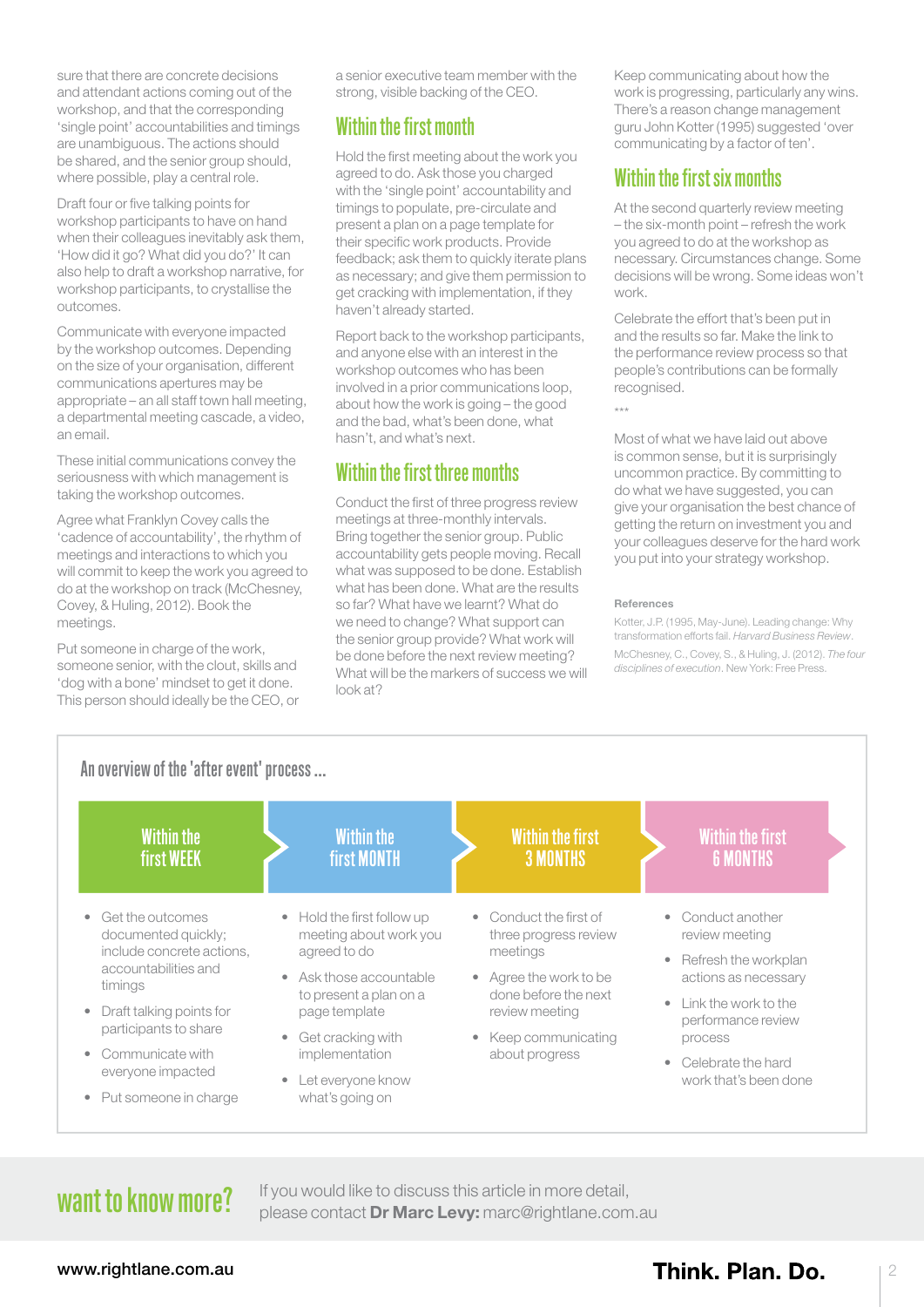sure that there are concrete decisions and attendant actions coming out of the workshop, and that the corresponding 'single point' accountabilities and timings are unambiguous. The actions should be shared, and the senior group should, where possible, play a central role.

Draft four or five talking points for workshop participants to have on hand when their colleagues inevitably ask them, 'How did it go? What did you do?' It can also help to draft a workshop narrative, for workshop participants, to crystallise the outcomes.

Communicate with everyone impacted by the workshop outcomes. Depending on the size of your organisation, different communications apertures may be appropriate – an all staff town hall meeting, a departmental meeting cascade, a video, an email.

These initial communications convey the seriousness with which management is taking the workshop outcomes.

Agree what Franklyn Covey calls the 'cadence of accountability', the rhythm of meetings and interactions to which you will commit to keep the work you agreed to do at the workshop on track (McChesney, Covey, & Huling, 2012). Book the meetings.

Put someone in charge of the work, someone senior, with the clout, skills and 'dog with a bone' mindset to get it done. This person should ideally be the CEO, or a senior executive team member with the strong, visible backing of the CEO.

## Within the first month

Hold the first meeting about the work you agreed to do. Ask those you charged with the 'single point' accountability and timings to populate, pre-circulate and present a plan on a page template for their specific work products. Provide feedback; ask them to quickly iterate plans as necessary; and give them permission to get cracking with implementation, if they haven't already started.

Report back to the workshop participants, and anyone else with an interest in the workshop outcomes who has been involved in a prior communications loop, about how the work is going – the good and the bad, what's been done, what hasn't, and what's next.

## Within the first three months

Conduct the first of three progress review meetings at three-monthly intervals. Bring together the senior group. Public accountability gets people moving. Recall what was supposed to be done. Establish what has been done. What are the results so far? What have we learnt? What do we need to change? What support can the senior group provide? What work will be done before the next review meeting? What will be the markers of success we will look at?

Keep communicating about how the work is progressing, particularly any wins. There's a reason change management guru John Kotter (1995) suggested 'over communicating by a factor of ten'.

## Within the first six months

At the second quarterly review meeting – the six-month point – refresh the work you agreed to do at the workshop as necessary. Circumstances change. Some decisions will be wrong. Some ideas won't work.

Celebrate the effort that's been put in and the results so far. Make the link to the performance review process so that people's contributions can be formally recognised.

\*\*\*

Most of what we have laid out above is common sense, but it is surprisingly uncommon practice. By committing to do what we have suggested, you can give your organisation the best chance of getting the return on investment you and your colleagues deserve for the hard work you put into your strategy workshop.

**References**

Kotter, J.P. (1995, May-June). Leading change: Why transformation efforts fail. *Harvard Business Review*.

McChesney, C., Covey, S., & Huling, J. (2012). *The four disciplines of execution*. New York: Free Press.

## An overview of the 'after event' process ...

| Within the first WEEK | Within the first MONTH | Within the first 3 MONTHS | Within the first 6 MONTHS |
|---|---|---|---|
| • Get the outcomes documented quickly; include concrete actions, accountabilities and timings<br>• Draft talking points for participants to share<br>• Communicate with everyone impacted<br>• Put someone in charge | • Hold the first follow up meeting about work you agreed to do<br>• Ask those accountable to present a plan on a page template<br>• Get cracking with implementation<br>• Let everyone know what's going on | • Conduct the first of three progress review meetings<br>• Agree the work to be done before the next review meeting<br>• Keep communicating about progress | • Conduct another review meeting<br>• Refresh the workplan actions as necessary<br>• Link the work to the performance review process<br>• Celebrate the hard work that's been done |

## want to know more?

If you would like to discuss this article in more detail, please contact **Dr Marc Levy:** marc@rightlane.com.au

www.rightlane.com.au

**Think. Plan. Do.**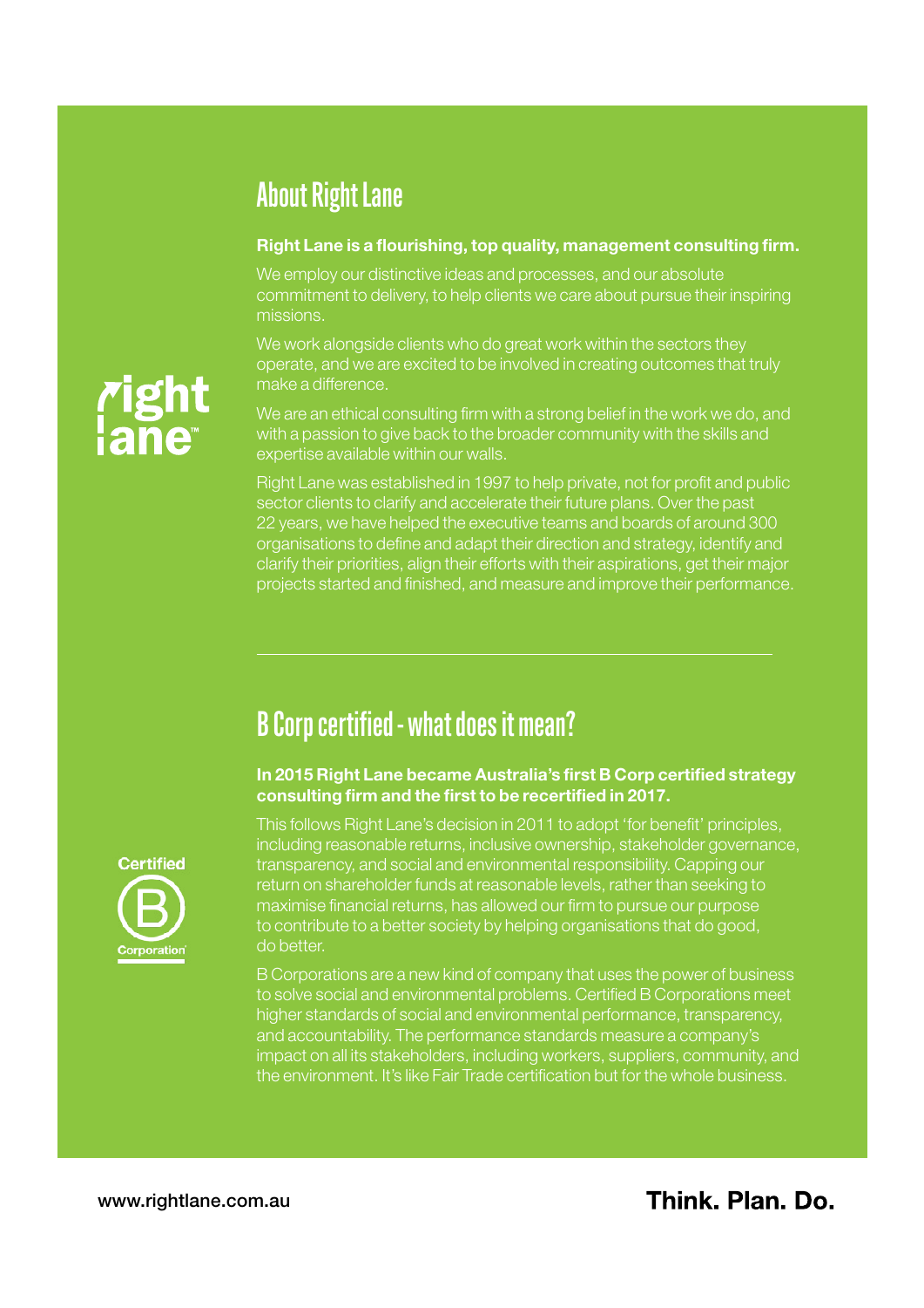## About Right Lane

**Right Lane is a flourishing, top quality, management consulting firm.**

We employ our distinctive ideas and processes, and our absolute commitment to delivery, to help clients we care about pursue their inspiring missions.

We work alongside clients who do great work within the sectors they operate, and we are excited to be involved in creating outcomes that truly make a difference.

We are an ethical consulting firm with a strong belief in the work we do, and with a passion to give back to the broader community with the skills and expertise available within our walls.

Right Lane was established in 1997 to help private, not for profit and public sector clients to clarify and accelerate their future plans. Over the past 22 years, we have helped the executive teams and boards of around 300 organisations to define and adapt their direction and strategy, identify and clarify their priorities, align their efforts with their aspirations, get their major projects started and finished, and measure and improve their performance.

---

## B Corp certified - what does it mean?

**In 2015 Right Lane became Australia's first B Corp certified strategy consulting firm and the first to be recertified in 2017.**

This follows Right Lane's decision in 2011 to adopt 'for benefit' principles, including reasonable returns, inclusive ownership, stakeholder governance, transparency, and social and environmental responsibility. Capping our return on shareholder funds at reasonable levels, rather than seeking to maximise financial returns, has allowed our firm to pursue our purpose to contribute to a better society by helping organisations that do good, do better.

B Corporations are a new kind of company that uses the power of business to solve social and environmental problems. Certified B Corporations meet higher standards of social and environmental performance, transparency, and accountability. The performance standards measure a company's impact on all its stakeholders, including workers, suppliers, community, and the environment. It's like Fair Trade certification but for the whole business.

www.rightlane.com.au

**Think. Plan. Do.**